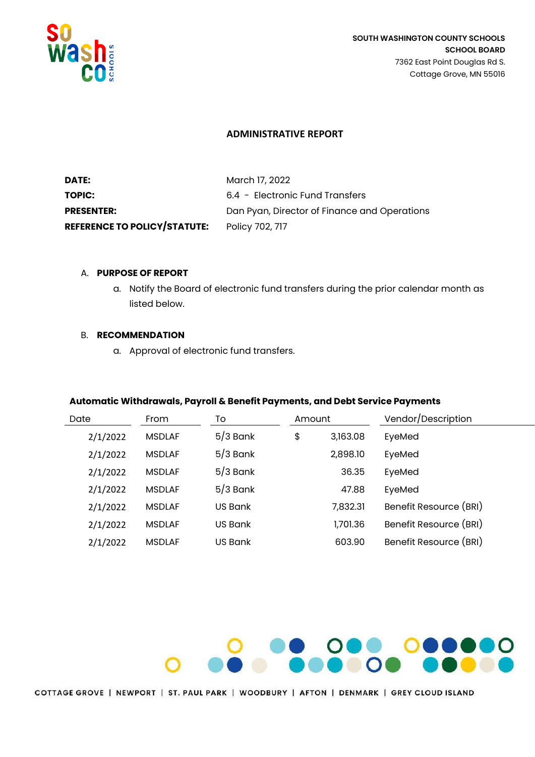SOUTH WASHINGTON COUNTY SCHOOLS
SCHOOL BOARD
7362 East Point Douglas Rd S.
Cottage Grove, MN 55016

# ADMINISTRATIVE REPORT

**DATE:** March 17, 2022
**TOPIC:** 6.4 - Electronic Fund Transfers
**PRESENTER:** Dan Pyan, Director of Finance and Operations
**REFERENCE TO POLICY/STATUTE:** Policy 702, 717

A. **PURPOSE OF REPORT**
   a. Notify the Board of electronic fund transfers during the prior calendar month as listed below.

B. **RECOMMENDATION**
   a. Approval of electronic fund transfers.

**Automatic Withdrawals, Payroll & Benefit Payments, and Debt Service Payments**

| Date | From | To | Amount | Vendor/Description |
|---|---|---|---|---|
| 2/1/2022 | MSDLAF | 5/3 Bank | $ 3,163.08 | EyeMed |
| 2/1/2022 | MSDLAF | 5/3 Bank | 2,898.10 | EyeMed |
| 2/1/2022 | MSDLAF | 5/3 Bank | 36.35 | EyeMed |
| 2/1/2022 | MSDLAF | 5/3 Bank | 47.88 | EyeMed |
| 2/1/2022 | MSDLAF | US Bank | 7,832.31 | Benefit Resource (BRI) |
| 2/1/2022 | MSDLAF | US Bank | 1,701.36 | Benefit Resource (BRI) |
| 2/1/2022 | MSDLAF | US Bank | 603.90 | Benefit Resource (BRI) |

COTTAGE GROVE | NEWPORT | ST. PAUL PARK | WOODBURY | AFTON | DENMARK | GREY CLOUD ISLAND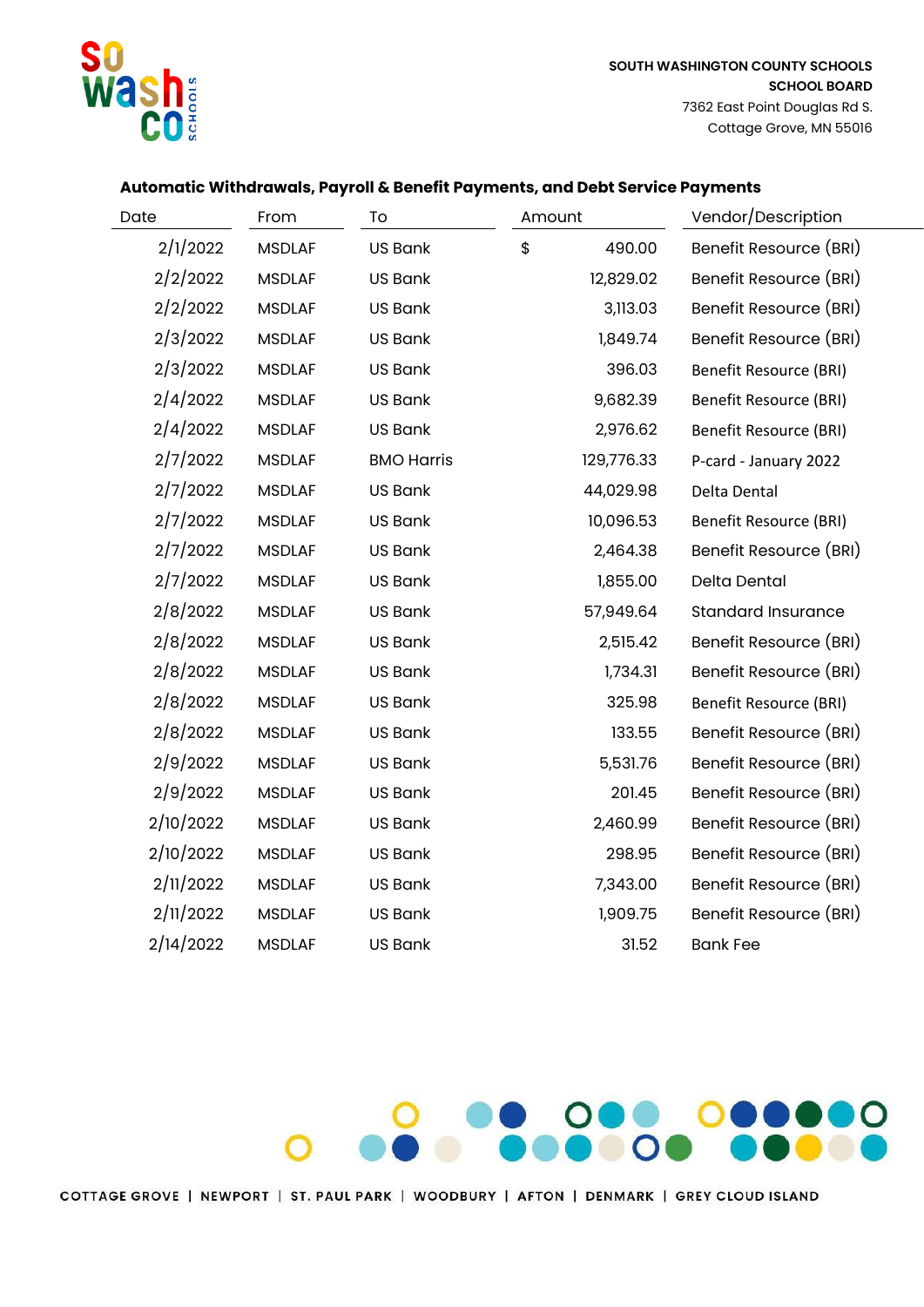SOUTH WASHINGTON COUNTY SCHOOLS
**SCHOOL BOARD**
7362 East Point Douglas Rd S.
Cottage Grove, MN 55016

### Automatic Withdrawals, Payroll & Benefit Payments, and Debt Service Payments

| Date | From | To | Amount | Vendor/Description |
|---|---|---|---|---|
| 2/1/2022 | MSDLAF | US Bank | $ 490.00 | Benefit Resource (BRI) |
| 2/2/2022 | MSDLAF | US Bank | 12,829.02 | Benefit Resource (BRI) |
| 2/2/2022 | MSDLAF | US Bank | 3,113.03 | Benefit Resource (BRI) |
| 2/3/2022 | MSDLAF | US Bank | 1,849.74 | Benefit Resource (BRI) |
| 2/3/2022 | MSDLAF | US Bank | 396.03 | Benefit Resource (BRI) |
| 2/4/2022 | MSDLAF | US Bank | 9,682.39 | Benefit Resource (BRI) |
| 2/4/2022 | MSDLAF | US Bank | 2,976.62 | Benefit Resource (BRI) |
| 2/7/2022 | MSDLAF | BMO Harris | 129,776.33 | P-card - January 2022 |
| 2/7/2022 | MSDLAF | US Bank | 44,029.98 | Delta Dental |
| 2/7/2022 | MSDLAF | US Bank | 10,096.53 | Benefit Resource (BRI) |
| 2/7/2022 | MSDLAF | US Bank | 2,464.38 | Benefit Resource (BRI) |
| 2/7/2022 | MSDLAF | US Bank | 1,855.00 | Delta Dental |
| 2/8/2022 | MSDLAF | US Bank | 57,949.64 | Standard Insurance |
| 2/8/2022 | MSDLAF | US Bank | 2,515.42 | Benefit Resource (BRI) |
| 2/8/2022 | MSDLAF | US Bank | 1,734.31 | Benefit Resource (BRI) |
| 2/8/2022 | MSDLAF | US Bank | 325.98 | Benefit Resource (BRI) |
| 2/8/2022 | MSDLAF | US Bank | 133.55 | Benefit Resource (BRI) |
| 2/9/2022 | MSDLAF | US Bank | 5,531.76 | Benefit Resource (BRI) |
| 2/9/2022 | MSDLAF | US Bank | 201.45 | Benefit Resource (BRI) |
| 2/10/2022 | MSDLAF | US Bank | 2,460.99 | Benefit Resource (BRI) |
| 2/10/2022 | MSDLAF | US Bank | 298.95 | Benefit Resource (BRI) |
| 2/11/2022 | MSDLAF | US Bank | 7,343.00 | Benefit Resource (BRI) |
| 2/11/2022 | MSDLAF | US Bank | 1,909.75 | Benefit Resource (BRI) |
| 2/14/2022 | MSDLAF | US Bank | 31.52 | Bank Fee |

COTTAGE GROVE | NEWPORT | ST. PAUL PARK | WOODBURY | AFTON | DENMARK | GREY CLOUD ISLAND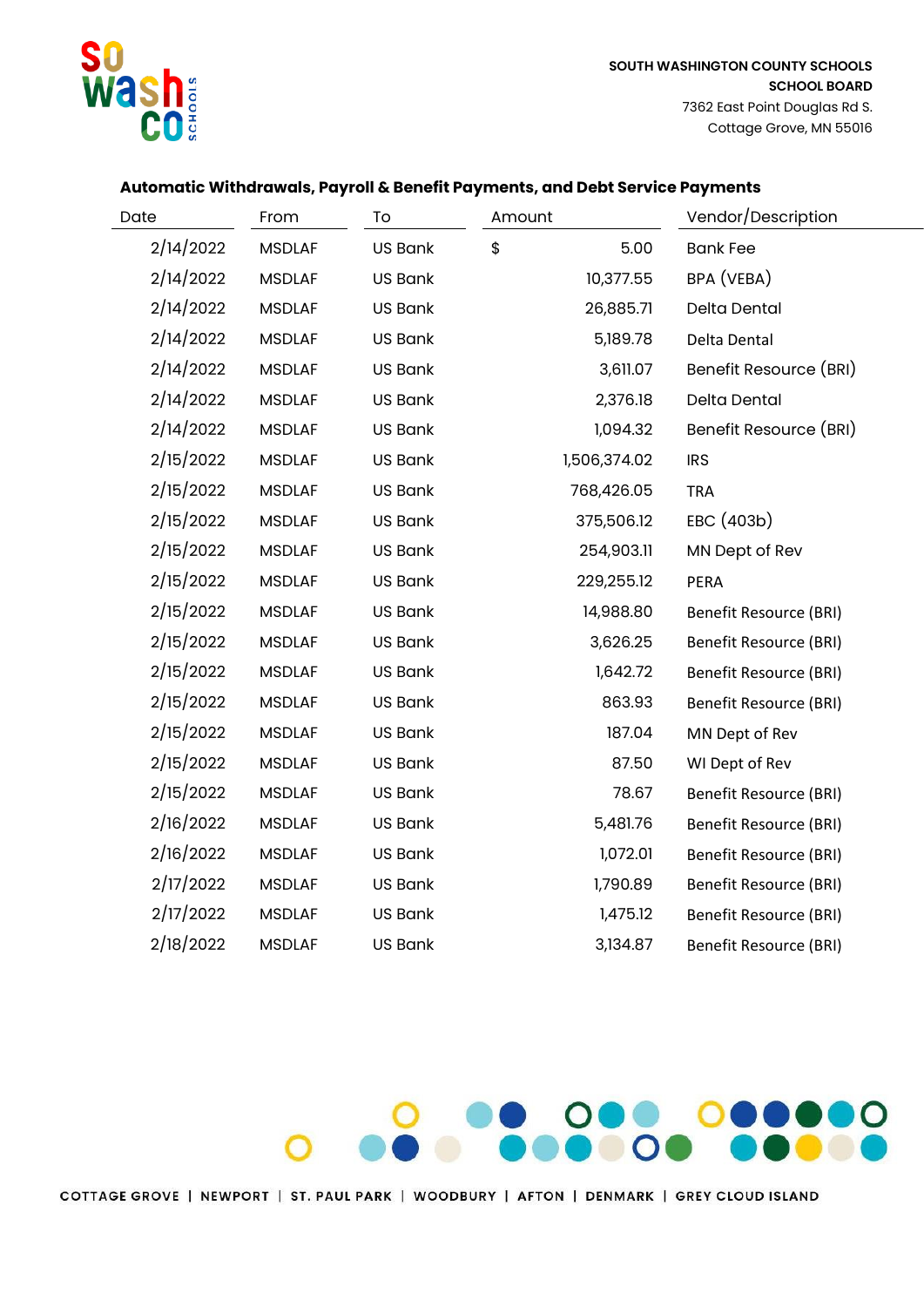SOUTH WASHINGTON COUNTY SCHOOLS
SCHOOL BOARD
7362 East Point Douglas Rd S.
Cottage Grove, MN 55016

**Automatic Withdrawals, Payroll & Benefit Payments, and Debt Service Payments**

| Date | From | To | Amount | Vendor/Description |
|---|---|---|---|---|
| 2/14/2022 | MSDLAF | US Bank | $ 5.00 | Bank Fee |
| 2/14/2022 | MSDLAF | US Bank | 10,377.55 | BPA (VEBA) |
| 2/14/2022 | MSDLAF | US Bank | 26,885.71 | Delta Dental |
| 2/14/2022 | MSDLAF | US Bank | 5,189.78 | Delta Dental |
| 2/14/2022 | MSDLAF | US Bank | 3,611.07 | Benefit Resource (BRI) |
| 2/14/2022 | MSDLAF | US Bank | 2,376.18 | Delta Dental |
| 2/14/2022 | MSDLAF | US Bank | 1,094.32 | Benefit Resource (BRI) |
| 2/15/2022 | MSDLAF | US Bank | 1,506,374.02 | IRS |
| 2/15/2022 | MSDLAF | US Bank | 768,426.05 | TRA |
| 2/15/2022 | MSDLAF | US Bank | 375,506.12 | EBC (403b) |
| 2/15/2022 | MSDLAF | US Bank | 254,903.11 | MN Dept of Rev |
| 2/15/2022 | MSDLAF | US Bank | 229,255.12 | PERA |
| 2/15/2022 | MSDLAF | US Bank | 14,988.80 | Benefit Resource (BRI) |
| 2/15/2022 | MSDLAF | US Bank | 3,626.25 | Benefit Resource (BRI) |
| 2/15/2022 | MSDLAF | US Bank | 1,642.72 | Benefit Resource (BRI) |
| 2/15/2022 | MSDLAF | US Bank | 863.93 | Benefit Resource (BRI) |
| 2/15/2022 | MSDLAF | US Bank | 187.04 | MN Dept of Rev |
| 2/15/2022 | MSDLAF | US Bank | 87.50 | WI Dept of Rev |
| 2/15/2022 | MSDLAF | US Bank | 78.67 | Benefit Resource (BRI) |
| 2/16/2022 | MSDLAF | US Bank | 5,481.76 | Benefit Resource (BRI) |
| 2/16/2022 | MSDLAF | US Bank | 1,072.01 | Benefit Resource (BRI) |
| 2/17/2022 | MSDLAF | US Bank | 1,790.89 | Benefit Resource (BRI) |
| 2/17/2022 | MSDLAF | US Bank | 1,475.12 | Benefit Resource (BRI) |
| 2/18/2022 | MSDLAF | US Bank | 3,134.87 | Benefit Resource (BRI) |

COTTAGE GROVE | NEWPORT | ST. PAUL PARK | WOODBURY | AFTON | DENMARK | GREY CLOUD ISLAND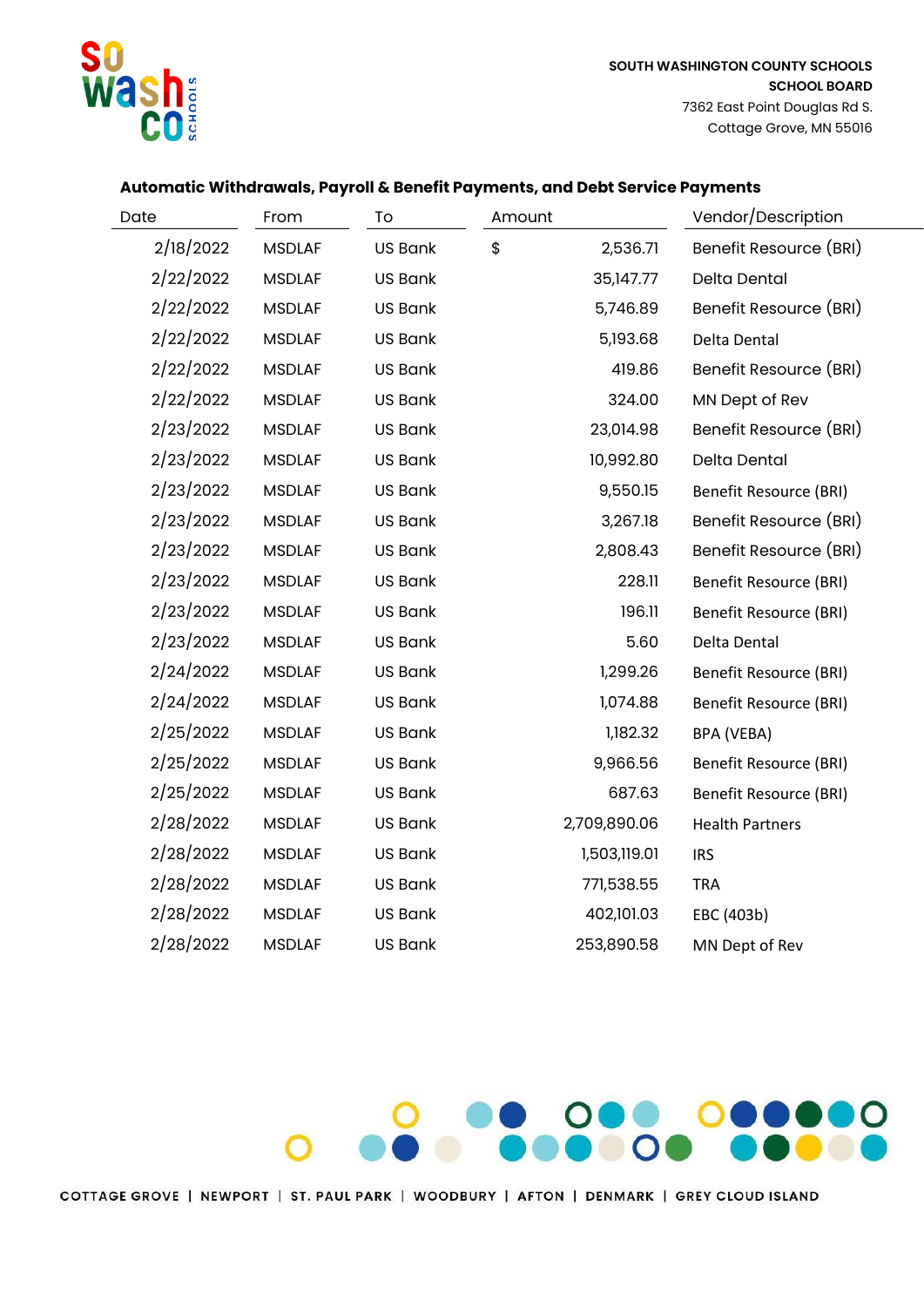SOUTH WASHINGTON COUNTY SCHOOLS
SCHOOL BOARD
7362 East Point Douglas Rd S.
Cottage Grove, MN 55016

**Automatic Withdrawals, Payroll & Benefit Payments, and Debt Service Payments**

| Date | From | To | Amount | Vendor/Description |
|---|---|---|---|---|
| 2/18/2022 | MSDLAF | US Bank | $ 2,536.71 | Benefit Resource (BRI) |
| 2/22/2022 | MSDLAF | US Bank | 35,147.77 | Delta Dental |
| 2/22/2022 | MSDLAF | US Bank | 5,746.89 | Benefit Resource (BRI) |
| 2/22/2022 | MSDLAF | US Bank | 5,193.68 | Delta Dental |
| 2/22/2022 | MSDLAF | US Bank | 419.86 | Benefit Resource (BRI) |
| 2/22/2022 | MSDLAF | US Bank | 324.00 | MN Dept of Rev |
| 2/23/2022 | MSDLAF | US Bank | 23,014.98 | Benefit Resource (BRI) |
| 2/23/2022 | MSDLAF | US Bank | 10,992.80 | Delta Dental |
| 2/23/2022 | MSDLAF | US Bank | 9,550.15 | Benefit Resource (BRI) |
| 2/23/2022 | MSDLAF | US Bank | 3,267.18 | Benefit Resource (BRI) |
| 2/23/2022 | MSDLAF | US Bank | 2,808.43 | Benefit Resource (BRI) |
| 2/23/2022 | MSDLAF | US Bank | 228.11 | Benefit Resource (BRI) |
| 2/23/2022 | MSDLAF | US Bank | 196.11 | Benefit Resource (BRI) |
| 2/23/2022 | MSDLAF | US Bank | 5.60 | Delta Dental |
| 2/24/2022 | MSDLAF | US Bank | 1,299.26 | Benefit Resource (BRI) |
| 2/24/2022 | MSDLAF | US Bank | 1,074.88 | Benefit Resource (BRI) |
| 2/25/2022 | MSDLAF | US Bank | 1,182.32 | BPA (VEBA) |
| 2/25/2022 | MSDLAF | US Bank | 9,966.56 | Benefit Resource (BRI) |
| 2/25/2022 | MSDLAF | US Bank | 687.63 | Benefit Resource (BRI) |
| 2/28/2022 | MSDLAF | US Bank | 2,709,890.06 | Health Partners |
| 2/28/2022 | MSDLAF | US Bank | 1,503,119.01 | IRS |
| 2/28/2022 | MSDLAF | US Bank | 771,538.55 | TRA |
| 2/28/2022 | MSDLAF | US Bank | 402,101.03 | EBC (403b) |
| 2/28/2022 | MSDLAF | US Bank | 253,890.58 | MN Dept of Rev |

COTTAGE GROVE | NEWPORT | ST. PAUL PARK | WOODBURY | AFTON | DENMARK | GREY CLOUD ISLAND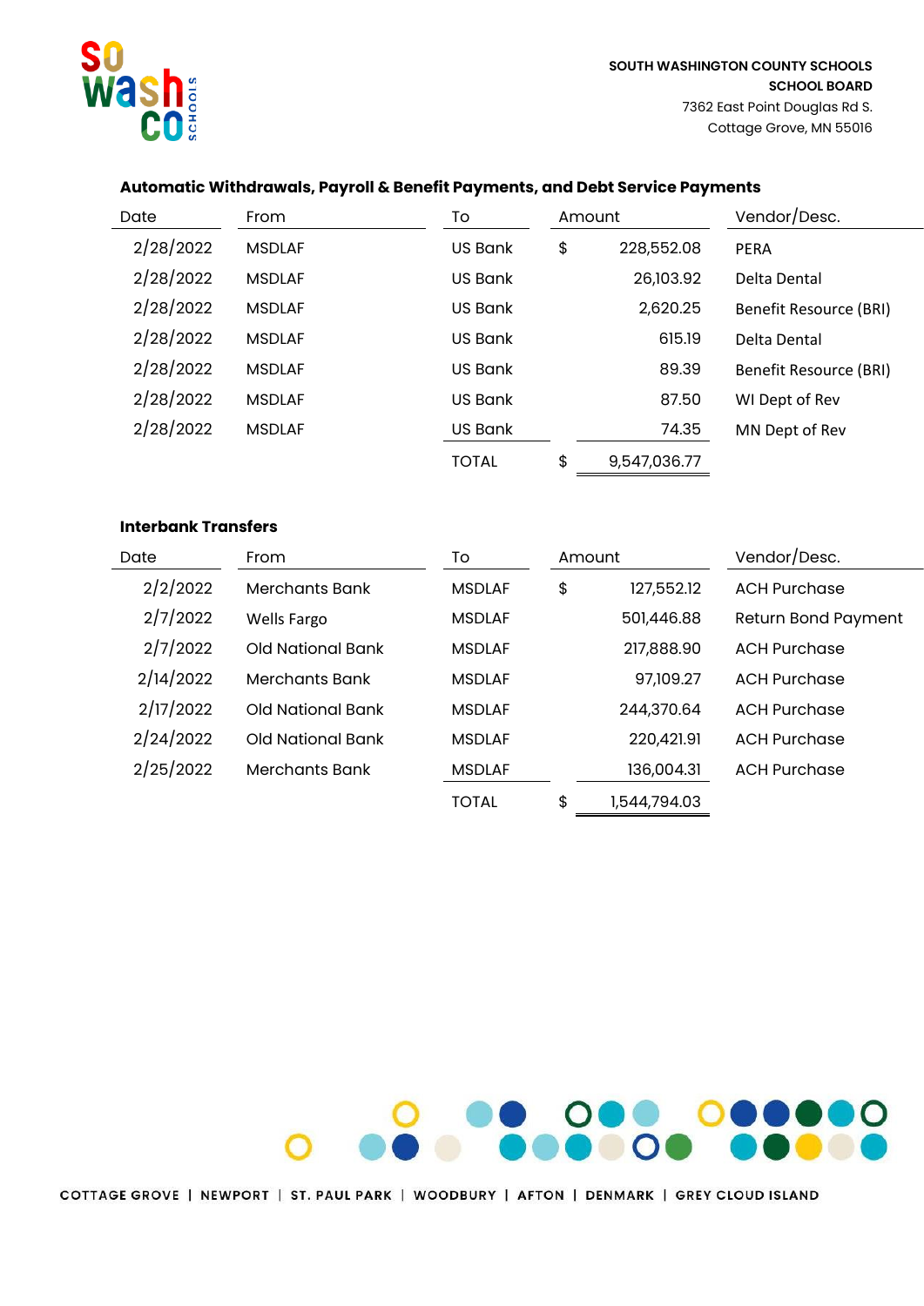SOUTH WASHINGTON COUNTY SCHOOLS
SCHOOL BOARD
7362 East Point Douglas Rd S.
Cottage Grove, MN 55016

### Automatic Withdrawals, Payroll & Benefit Payments, and Debt Service Payments

| Date | From | To | Amount | | Vendor/Desc. |
|---|---|---|---|---|---|
| 2/28/2022 | MSDLAF | US Bank | $ | 228,552.08 | PERA |
| 2/28/2022 | MSDLAF | US Bank | | 26,103.92 | Delta Dental |
| 2/28/2022 | MSDLAF | US Bank | | 2,620.25 | Benefit Resource (BRI) |
| 2/28/2022 | MSDLAF | US Bank | | 615.19 | Delta Dental |
| 2/28/2022 | MSDLAF | US Bank | | 89.39 | Benefit Resource (BRI) |
| 2/28/2022 | MSDLAF | US Bank | | 87.50 | WI Dept of Rev |
| 2/28/2022 | MSDLAF | US Bank | | 74.35 | MN Dept of Rev |
| | | TOTAL | $ | 9,547,036.77 | |

### Interbank Transfers

| Date | From | To | Amount | | Vendor/Desc. |
|---|---|---|---|---|---|
| 2/2/2022 | Merchants Bank | MSDLAF | $ | 127,552.12 | ACH Purchase |
| 2/7/2022 | Wells Fargo | MSDLAF | | 501,446.88 | Return Bond Payment |
| 2/7/2022 | Old National Bank | MSDLAF | | 217,888.90 | ACH Purchase |
| 2/14/2022 | Merchants Bank | MSDLAF | | 97,109.27 | ACH Purchase |
| 2/17/2022 | Old National Bank | MSDLAF | | 244,370.64 | ACH Purchase |
| 2/24/2022 | Old National Bank | MSDLAF | | 220,421.91 | ACH Purchase |
| 2/25/2022 | Merchants Bank | MSDLAF | | 136,004.31 | ACH Purchase |
| | | TOTAL | $ | 1,544,794.03 | |

COTTAGE GROVE | NEWPORT | ST. PAUL PARK | WOODBURY | AFTON | DENMARK | GREY CLOUD ISLAND